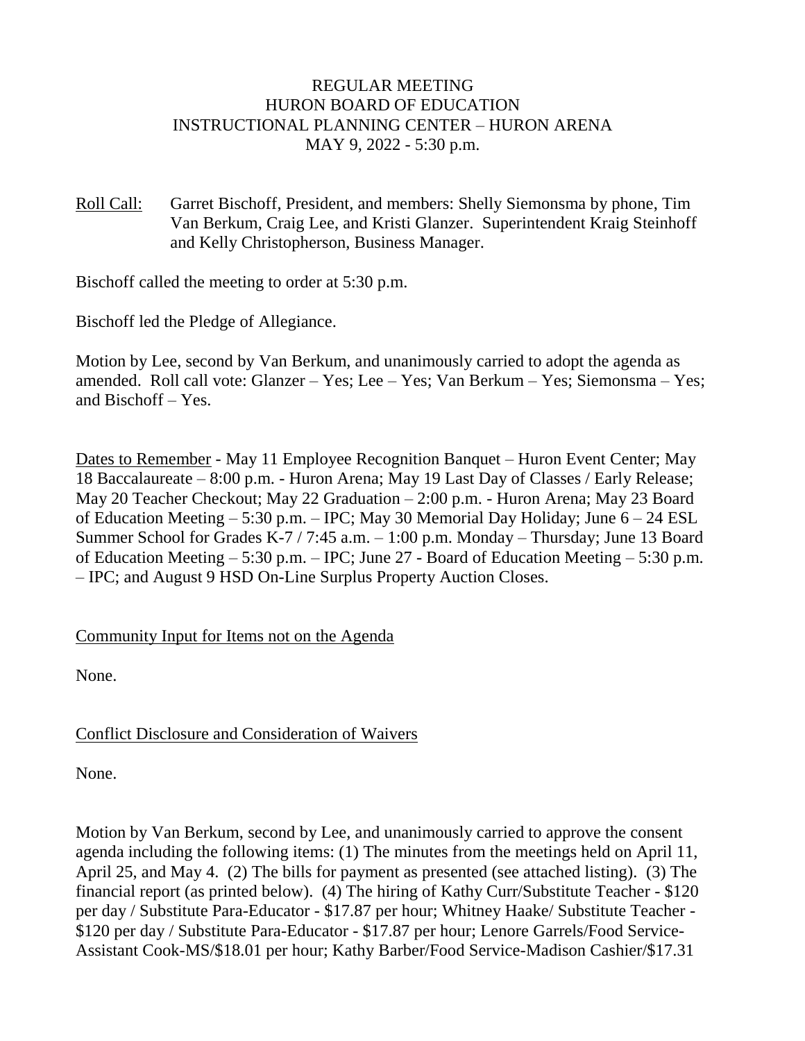REGULAR MEETING
HURON BOARD OF EDUCATION
INSTRUCTIONAL PLANNING CENTER – HURON ARENA
MAY 9, 2022 - 5:30 p.m.

Roll Call: Garret Bischoff, President, and members: Shelly Siemonsma by phone, Tim Van Berkum, Craig Lee, and Kristi Glanzer. Superintendent Kraig Steinhoff and Kelly Christopherson, Business Manager.

Bischoff called the meeting to order at 5:30 p.m.

Bischoff led the Pledge of Allegiance.

Motion by Lee, second by Van Berkum, and unanimously carried to adopt the agenda as amended. Roll call vote: Glanzer – Yes; Lee – Yes; Van Berkum – Yes; Siemonsma – Yes; and Bischoff – Yes.

Dates to Remember - May 11 Employee Recognition Banquet – Huron Event Center; May 18 Baccalaureate – 8:00 p.m. - Huron Arena; May 19 Last Day of Classes / Early Release; May 20 Teacher Checkout; May 22 Graduation – 2:00 p.m. - Huron Arena; May 23 Board of Education Meeting – 5:30 p.m. – IPC; May 30 Memorial Day Holiday; June 6 – 24 ESL Summer School for Grades K-7 / 7:45 a.m. – 1:00 p.m. Monday – Thursday; June 13 Board of Education Meeting – 5:30 p.m. – IPC; June 27 - Board of Education Meeting – 5:30 p.m. – IPC; and August 9 HSD On-Line Surplus Property Auction Closes.

Community Input for Items not on the Agenda

None.

Conflict Disclosure and Consideration of Waivers

None.

Motion by Van Berkum, second by Lee, and unanimously carried to approve the consent agenda including the following items: (1) The minutes from the meetings held on April 11, April 25, and May 4. (2) The bills for payment as presented (see attached listing). (3) The financial report (as printed below). (4) The hiring of Kathy Curr/Substitute Teacher - $120 per day / Substitute Para-Educator - $17.87 per hour; Whitney Haake/ Substitute Teacher - $120 per day / Substitute Para-Educator - $17.87 per hour; Lenore Garrels/Food Service-Assistant Cook-MS/$18.01 per hour; Kathy Barber/Food Service-Madison Cashier/$17.31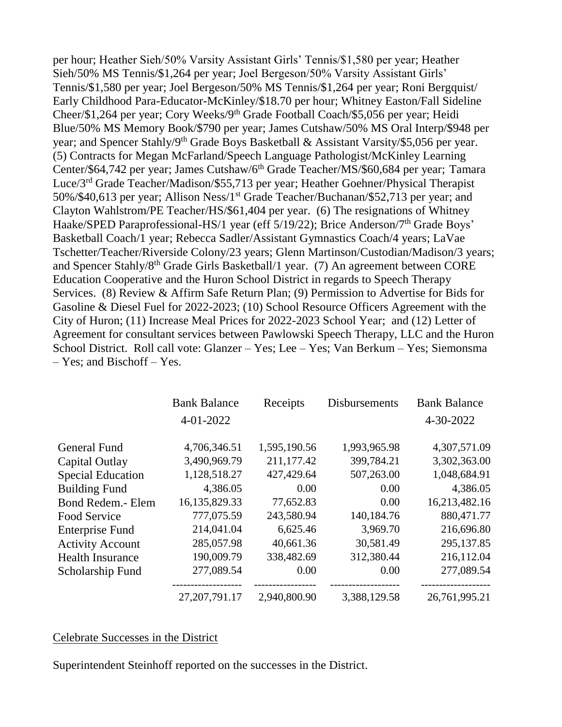per hour; Heather Sieh/50% Varsity Assistant Girls' Tennis/$1,580 per year; Heather Sieh/50% MS Tennis/$1,264 per year; Joel Bergeson/50% Varsity Assistant Girls' Tennis/$1,580 per year; Joel Bergeson/50% MS Tennis/$1,264 per year; Roni Bergquist/ Early Childhood Para-Educator-McKinley/$18.70 per hour; Whitney Easton/Fall Sideline Cheer/$1,264 per year; Cory Weeks/9th Grade Football Coach/$5,056 per year; Heidi Blue/50% MS Memory Book/$790 per year; James Cutshaw/50% MS Oral Interp/$948 per year; and Spencer Stahly/9th Grade Boys Basketball & Assistant Varsity/$5,056 per year. (5) Contracts for Megan McFarland/Speech Language Pathologist/McKinley Learning Center/$64,742 per year; James Cutshaw/6th Grade Teacher/MS/$60,684 per year; Tamara Luce/3rd Grade Teacher/Madison/$55,713 per year; Heather Goehner/Physical Therapist 50%/$40,613 per year; Allison Ness/1st Grade Teacher/Buchanan/$52,713 per year; and Clayton Wahlstrom/PE Teacher/HS/$61,404 per year. (6) The resignations of Whitney Haake/SPED Paraprofessional-HS/1 year (eff 5/19/22); Brice Anderson/7th Grade Boys' Basketball Coach/1 year; Rebecca Sadler/Assistant Gymnastics Coach/4 years; LaVae Tschetter/Teacher/Riverside Colony/23 years; Glenn Martinson/Custodian/Madison/3 years; and Spencer Stahly/8th Grade Girls Basketball/1 year. (7) An agreement between CORE Education Cooperative and the Huron School District in regards to Speech Therapy Services. (8) Review & Affirm Safe Return Plan; (9) Permission to Advertise for Bids for Gasoline & Diesel Fuel for 2022-2023; (10) School Resource Officers Agreement with the City of Huron; (11) Increase Meal Prices for 2022-2023 School Year; and (12) Letter of Agreement for consultant services between Pawlowski Speech Therapy, LLC and the Huron School District. Roll call vote: Glanzer – Yes; Lee – Yes; Van Berkum – Yes; Siemonsma – Yes; and Bischoff – Yes.

| | Bank Balance 4-01-2022 | Receipts | Disbursements | Bank Balance 4-30-2022 |
|---|---|---|---|---|
| General Fund | 4,706,346.51 | 1,595,190.56 | 1,993,965.98 | 4,307,571.09 |
| Capital Outlay | 3,490,969.79 | 211,177.42 | 399,784.21 | 3,302,363.00 |
| Special Education | 1,128,518.27 | 427,429.64 | 507,263.00 | 1,048,684.91 |
| Building Fund | 4,386.05 | 0.00 | 0.00 | 4,386.05 |
| Bond Redem.- Elem | 16,135,829.33 | 77,652.83 | 0.00 | 16,213,482.16 |
| Food Service | 777,075.59 | 243,580.94 | 140,184.76 | 880,471.77 |
| Enterprise Fund | 214,041.04 | 6,625.46 | 3,969.70 | 216,696.80 |
| Activity Account | 285,057.98 | 40,661.36 | 30,581.49 | 295,137.85 |
| Health Insurance | 190,009.79 | 338,482.69 | 312,380.44 | 216,112.04 |
| Scholarship Fund | 277,089.54 | 0.00 | 0.00 | 277,089.54 |
| | 27,207,791.17 | 2,940,800.90 | 3,388,129.58 | 26,761,995.21 |

Celebrate Successes in the District

Superintendent Steinhoff reported on the successes in the District.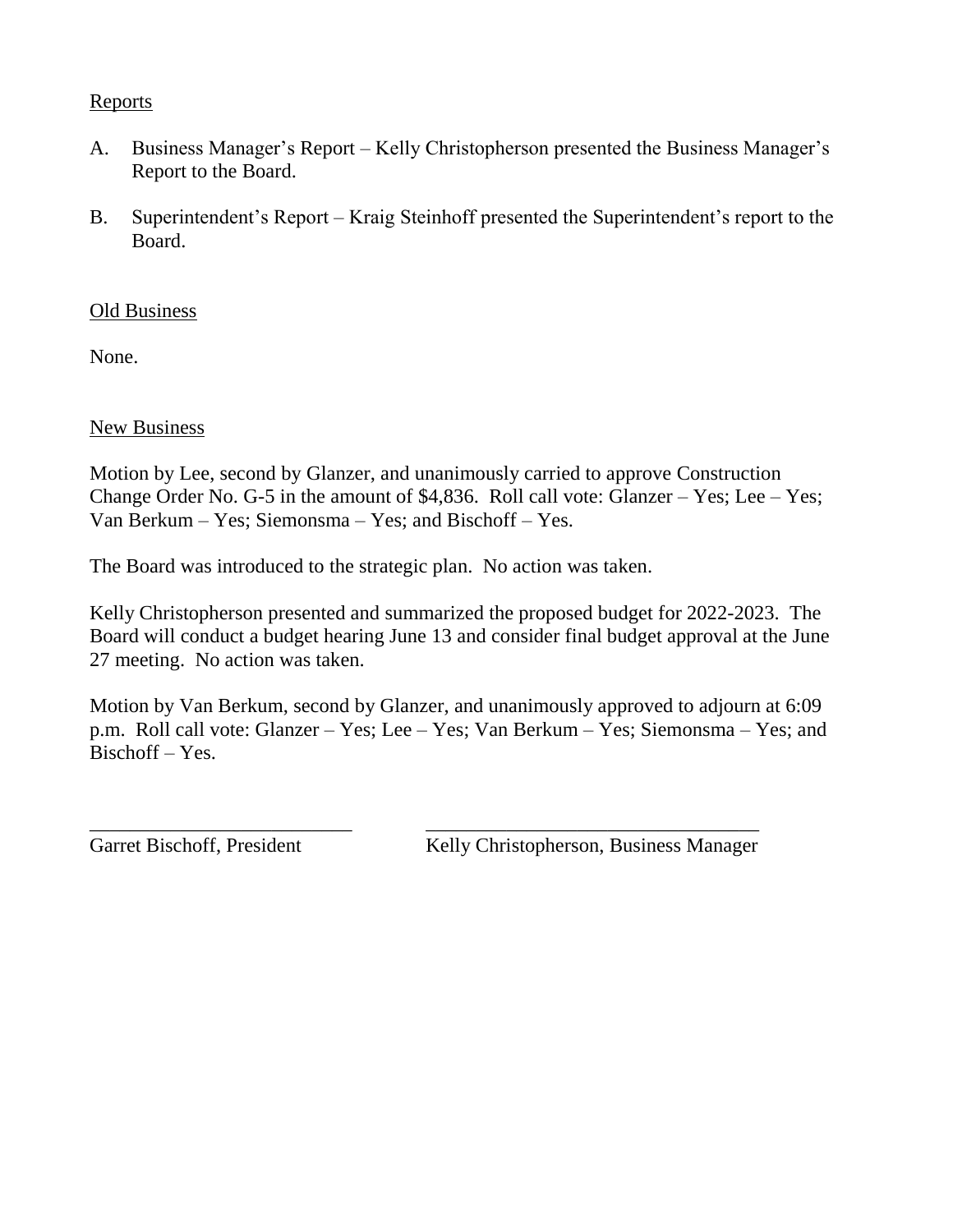Reports

A. Business Manager's Report – Kelly Christopherson presented the Business Manager's Report to the Board.

B. Superintendent's Report – Kraig Steinhoff presented the Superintendent's report to the Board.

Old Business

None.

New Business

Motion by Lee, second by Glanzer, and unanimously carried to approve Construction Change Order No. G-5 in the amount of $4,836. Roll call vote: Glanzer – Yes; Lee – Yes; Van Berkum – Yes; Siemonsma – Yes; and Bischoff – Yes.

The Board was introduced to the strategic plan. No action was taken.

Kelly Christopherson presented and summarized the proposed budget for 2022-2023. The Board will conduct a budget hearing June 13 and consider final budget approval at the June 27 meeting. No action was taken.

Motion by Van Berkum, second by Glanzer, and unanimously approved to adjourn at 6:09 p.m. Roll call vote: Glanzer – Yes; Lee – Yes; Van Berkum – Yes; Siemonsma – Yes; and Bischoff – Yes.

___________________________ ___________________________________

Garret Bischoff, President Kelly Christopherson, Business Manager